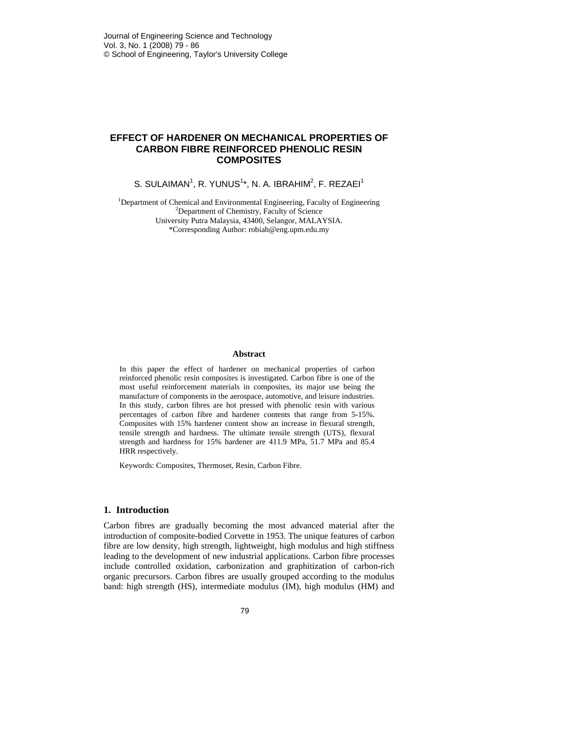# EFFECT OF HARDENER ON MECHANICAL PROPERTIES OF CARBON FIBRE REINFORCED PHENOLIC RESIN COMPOSITES

S. SULAIMAN[1], R. YUNUS[1]*, N. A. IBRAHIM[2], F. REZAEI[1]

[1]Department of Chemical and Environmental Engineering, Faculty of Engineering
[2]Department of Chemistry, Faculty of Science
University Putra Malaysia, 43400, Selangor, MALAYSIA.
*Corresponding Author: robiah@eng.upm.edu.my

### Abstract

In this paper the effect of hardener on mechanical properties of carbon reinforced phenolic resin composites is investigated. Carbon fibre is one of the most useful reinforcement materials in composites, its major use being the manufacture of components in the aerospace, automotive, and leisure industries. In this study, carbon fibres are hot pressed with phenolic resin with various percentages of carbon fibre and hardener contents that range from 5-15%. Composites with 15% hardener content show an increase in flexural strength, tensile strength and hardness. The ultimate tensile strength (UTS), flexural strength and hardness for 15% hardener are 411.9 MPa, 51.7 MPa and 85.4 HRR respectively.

Keywords: Composites, Thermoset, Resin, Carbon Fibre.

## 1. Introduction

Carbon fibres are gradually becoming the most advanced material after the introduction of composite-bodied Corvette in 1953. The unique features of carbon fibre are low density, high strength, lightweight, high modulus and high stiffness leading to the development of new industrial applications. Carbon fibre processes include controlled oxidation, carbonization and graphitization of carbon-rich organic precursors. Carbon fibres are usually grouped according to the modulus band: high strength (HS), intermediate modulus (IM), high modulus (HM) and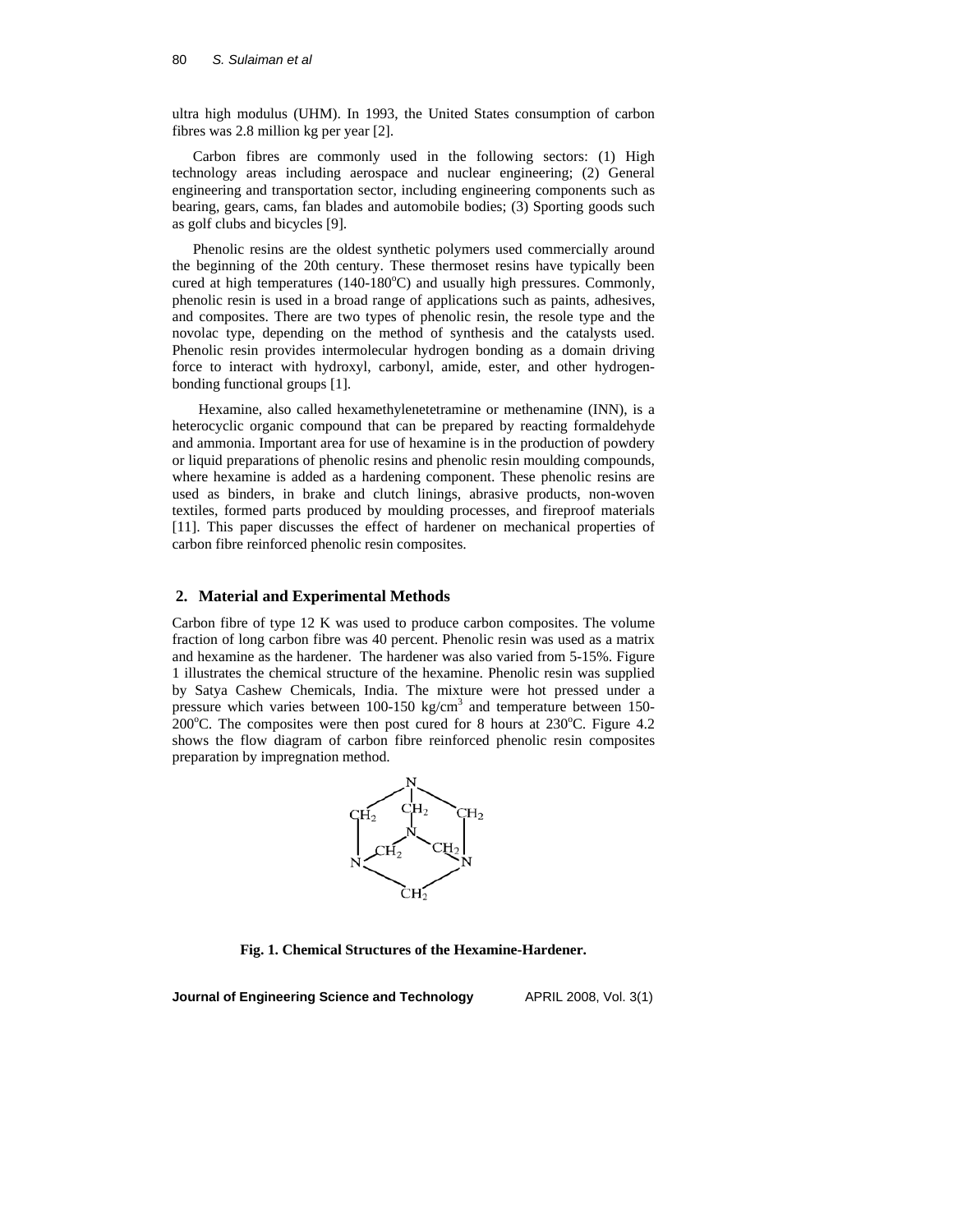ultra high modulus (UHM). In 1993, the United States consumption of carbon fibres was 2.8 million kg per year [2].

Carbon fibres are commonly used in the following sectors: (1) High technology areas including aerospace and nuclear engineering; (2) General engineering and transportation sector, including engineering components such as bearing, gears, cams, fan blades and automobile bodies; (3) Sporting goods such as golf clubs and bicycles [9].

Phenolic resins are the oldest synthetic polymers used commercially around the beginning of the 20th century. These thermoset resins have typically been cured at high temperatures (140-180$^{o}$C) and usually high pressures. Commonly, phenolic resin is used in a broad range of applications such as paints, adhesives, and composites. There are two types of phenolic resin, the resole type and the novolac type, depending on the method of synthesis and the catalysts used. Phenolic resin provides intermolecular hydrogen bonding as a domain driving force to interact with hydroxyl, carbonyl, amide, ester, and other hydrogen-bonding functional groups [1].

Hexamine, also called hexamethylenetetramine or methenamine (INN), is a heterocyclic organic compound that can be prepared by reacting formaldehyde and ammonia. Important area for use of hexamine is in the production of powdery or liquid preparations of phenolic resins and phenolic resin moulding compounds, where hexamine is added as a hardening component. These phenolic resins are used as binders, in brake and clutch linings, abrasive products, non-woven textiles, formed parts produced by moulding processes, and fireproof materials [11]. This paper discusses the effect of hardener on mechanical properties of carbon fibre reinforced phenolic resin composites.

## 2. Material and Experimental Methods

Carbon fibre of type 12 K was used to produce carbon composites. The volume fraction of long carbon fibre was 40 percent. Phenolic resin was used as a matrix and hexamine as the hardener. The hardener was also varied from 5-15%. Figure 1 illustrates the chemical structure of the hexamine. Phenolic resin was supplied by Satya Cashew Chemicals, India. The mixture were hot pressed under a pressure which varies between 100-150 kg/cm$^3$ and temperature between 150-200$^{o}$C. The composites were then post cured for 8 hours at 230$^{o}$C. Figure 4.2 shows the flow diagram of carbon fibre reinforced phenolic resin composites preparation by impregnation method.

**Fig. 1. Chemical Structures of the Hexamine-Hardener.**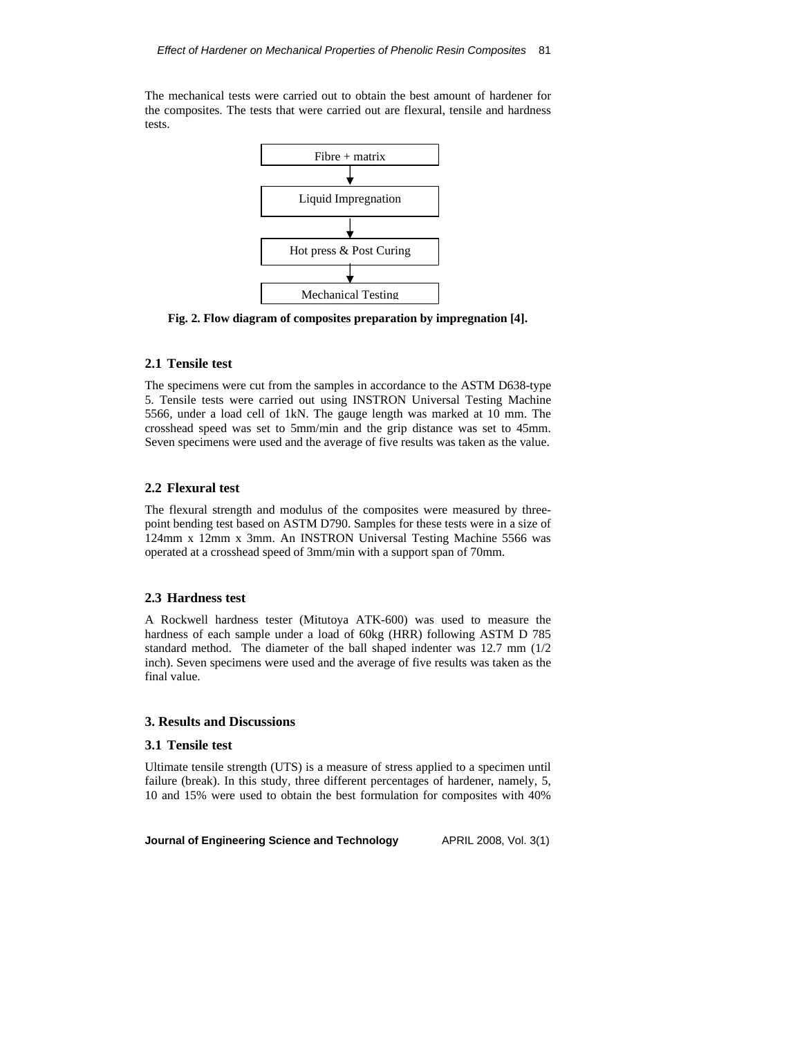The mechanical tests were carried out to obtain the best amount of hardener for the composites. The tests that were carried out are flexural, tensile and hardness tests.

Fibre + matrix

Liquid Impregnation

Hot press & Post Curing

Mechanical Testing

**Fig. 2. Flow diagram of composites preparation by impregnation [4].**

### 2.1 Tensile test

The specimens were cut from the samples in accordance to the ASTM D638-type 5. Tensile tests were carried out using INSTRON Universal Testing Machine 5566, under a load cell of 1kN. The gauge length was marked at 10 mm. The crosshead speed was set to 5mm/min and the grip distance was set to 45mm. Seven specimens were used and the average of five results was taken as the value.

### 2.2 Flexural test

The flexural strength and modulus of the composites were measured by three-point bending test based on ASTM D790. Samples for these tests were in a size of 124mm x 12mm x 3mm. An INSTRON Universal Testing Machine 5566 was operated at a crosshead speed of 3mm/min with a support span of 70mm.

### 2.3 Hardness test

A Rockwell hardness tester (Mitutoya ATK-600) was used to measure the hardness of each sample under a load of 60kg (HRR) following ASTM D 785 standard method. The diameter of the ball shaped indenter was 12.7 mm (1/2 inch). Seven specimens were used and the average of five results was taken as the final value.

## 3. Results and Discussions

### 3.1 Tensile test

Ultimate tensile strength (UTS) is a measure of stress applied to a specimen until failure (break). In this study, three different percentages of hardener, namely, 5, 10 and 15% were used to obtain the best formulation for composites with 40%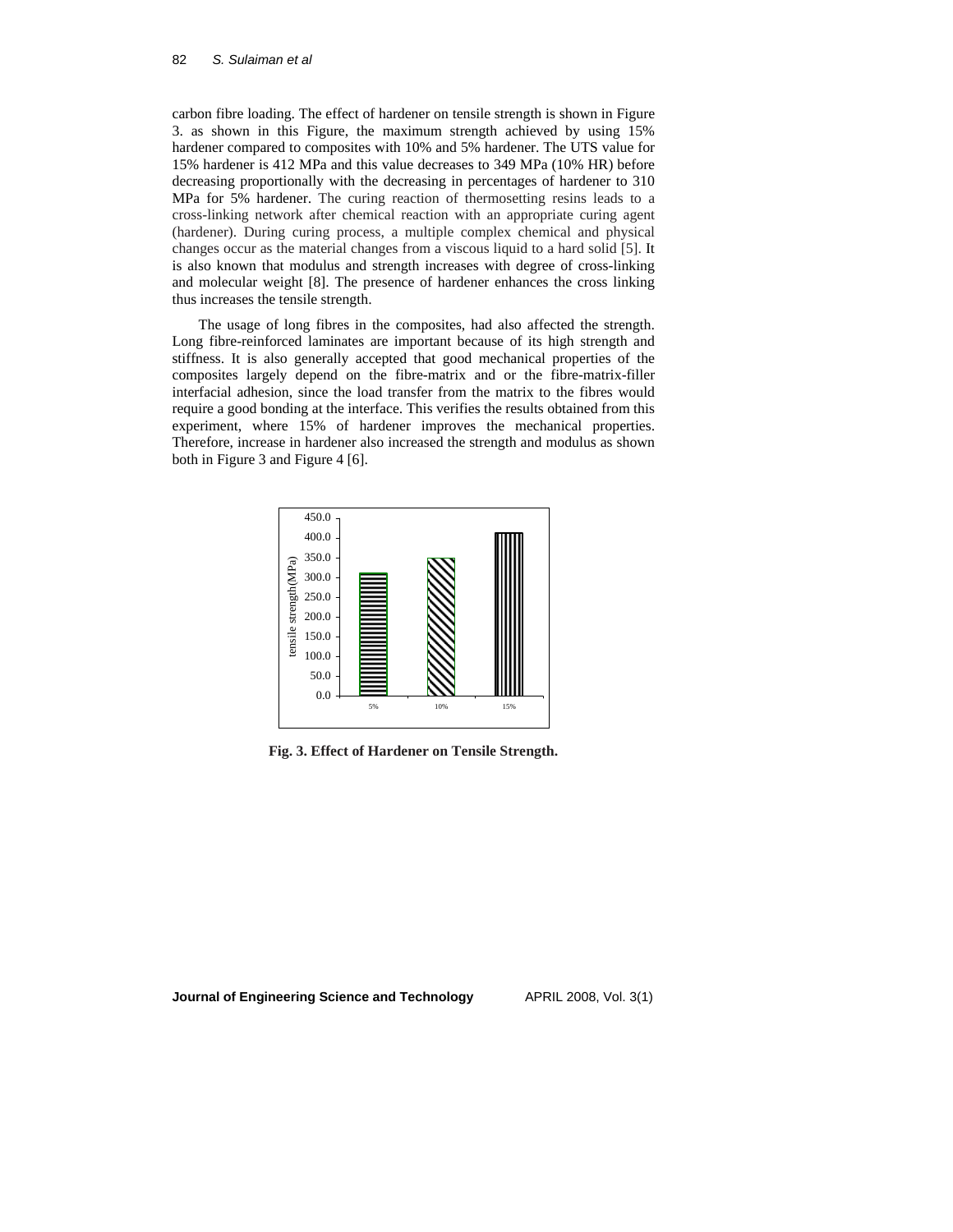carbon fibre loading. The effect of hardener on tensile strength is shown in Figure 3. as shown in this Figure, the maximum strength achieved by using 15% hardener compared to composites with 10% and 5% hardener. The UTS value for 15% hardener is 412 MPa and this value decreases to 349 MPa (10% HR) before decreasing proportionally with the decreasing in percentages of hardener to 310 MPa for 5% hardener. The curing reaction of thermosetting resins leads to a cross-linking network after chemical reaction with an appropriate curing agent (hardener). During curing process, a multiple complex chemical and physical changes occur as the material changes from a viscous liquid to a hard solid [5]. It is also known that modulus and strength increases with degree of cross-linking and molecular weight [8]. The presence of hardener enhances the cross linking thus increases the tensile strength.

The usage of long fibres in the composites, had also affected the strength. Long fibre-reinforced laminates are important because of its high strength and stiffness. It is also generally accepted that good mechanical properties of the composites largely depend on the fibre-matrix and or the fibre-matrix-filler interfacial adhesion, since the load transfer from the matrix to the fibres would require a good bonding at the interface. This verifies the results obtained from this experiment, where 15% of hardener improves the mechanical properties. Therefore, increase in hardener also increased the strength and modulus as shown both in Figure 3 and Figure 4 [6].

tensile strength(MPa)

450.0
400.0
350.0
300.0
250.0
200.0
150.0
100.0
50.0
0.0

5%
10%
15%

**Fig. 3. Effect of Hardener on Tensile Strength.**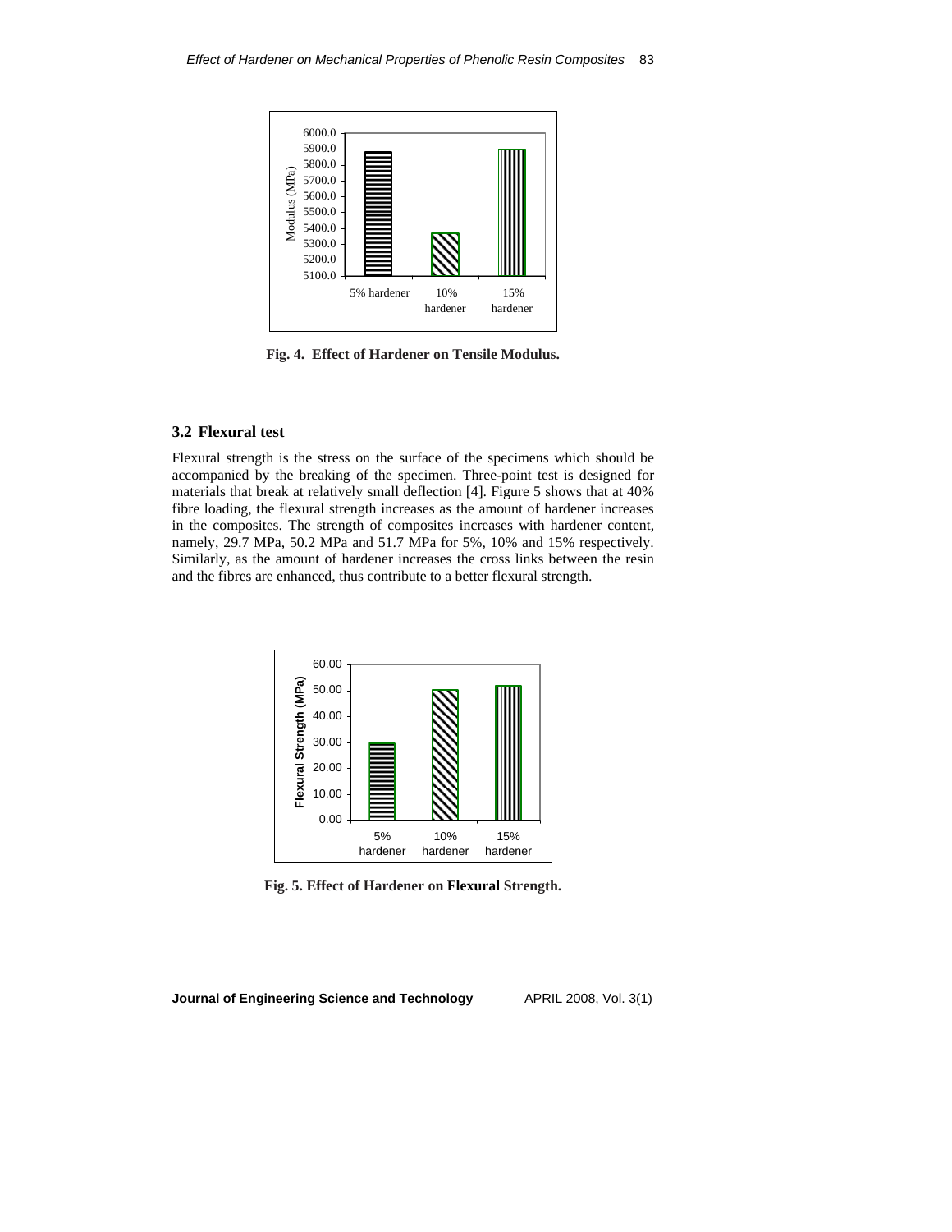6000.0
5900.0
5800.0
5700.0
5600.0
5500.0
5400.0
5300.0
5200.0
5100.0

Modulus (MPa)

5% hardener
10% hardener
15% hardener

**Fig. 4. Effect of Hardener on Tensile Modulus.**

### 3.2 Flexural test

Flexural strength is the stress on the surface of the specimens which should be accompanied by the breaking of the specimen. Three-point test is designed for materials that break at relatively small deflection [4]. Figure 5 shows that at 40% fibre loading, the flexural strength increases as the amount of hardener increases in the composites. The strength of composites increases with hardener content, namely, 29.7 MPa, 50.2 MPa and 51.7 MPa for 5%, 10% and 15% respectively. Similarly, as the amount of hardener increases the cross links between the resin and the fibres are enhanced, thus contribute to a better flexural strength.

60.00
50.00
40.00
30.00
20.00
10.00
0.00

Flexural Strength (MPa)

5% hardener
10% hardener
15% hardener

**Fig. 5. Effect of Hardener on Flexural Strength.**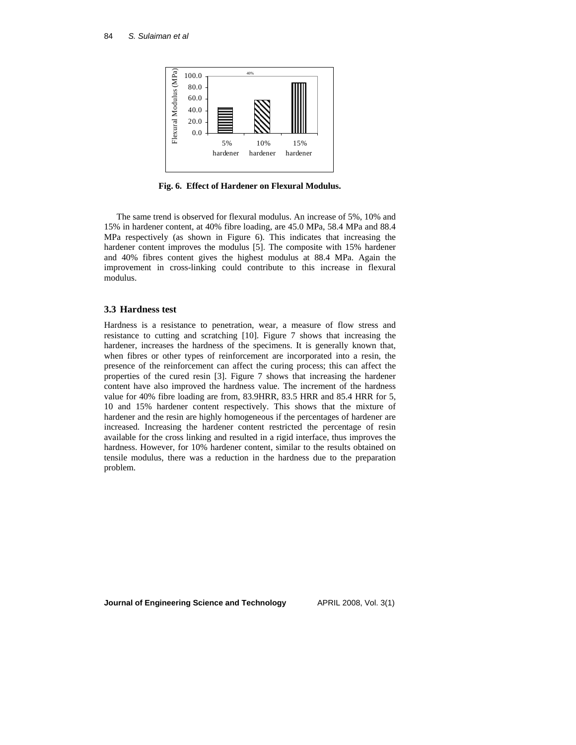Fig. 6. Effect of Hardener on Flexural Modulus.

The same trend is observed for flexural modulus. An increase of 5%, 10% and 15% in hardener content, at 40% fibre loading, are 45.0 MPa, 58.4 MPa and 88.4 MPa respectively (as shown in Figure 6). This indicates that increasing the hardener content improves the modulus [5]. The composite with 15% hardener and 40% fibres content gives the highest modulus at 88.4 MPa. Again the improvement in cross-linking could contribute to this increase in flexural modulus.

### 3.3 Hardness test

Hardness is a resistance to penetration, wear, a measure of flow stress and resistance to cutting and scratching [10]. Figure 7 shows that increasing the hardener, increases the hardness of the specimens. It is generally known that, when fibres or other types of reinforcement are incorporated into a resin, the presence of the reinforcement can affect the curing process; this can affect the properties of the cured resin [3]. Figure 7 shows that increasing the hardener content have also improved the hardness value. The increment of the hardness value for 40% fibre loading are from, 83.9HRR, 83.5 HRR and 85.4 HRR for 5, 10 and 15% hardener content respectively. This shows that the mixture of hardener and the resin are highly homogeneous if the percentages of hardener are increased. Increasing the hardener content restricted the percentage of resin available for the cross linking and resulted in a rigid interface, thus improves the hardness. However, for 10% hardener content, similar to the results obtained on tensile modulus, there was a reduction in the hardness due to the preparation problem.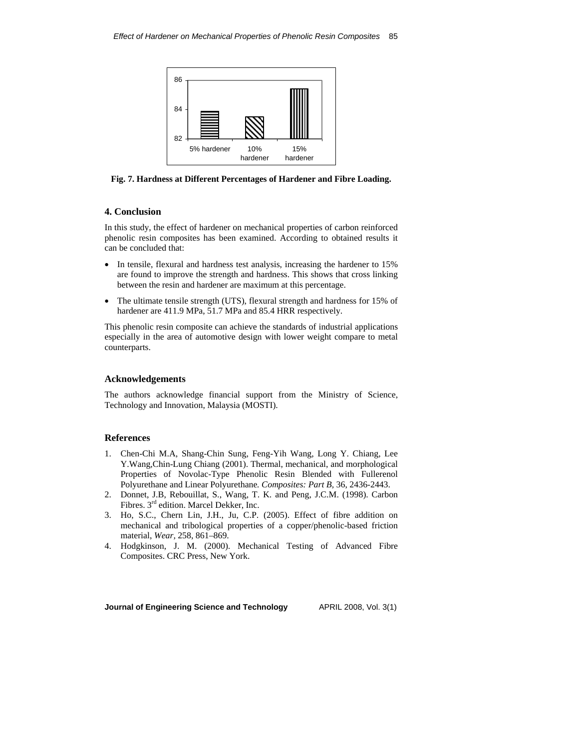86

84

82

5% hardener

10% hardener

15% hardener

**Fig. 7. Hardness at Different Percentages of Hardener and Fibre Loading.**

## 4. Conclusion

In this study, the effect of hardener on mechanical properties of carbon reinforced phenolic resin composites has been examined. According to obtained results it can be concluded that:

- In tensile, flexural and hardness test analysis, increasing the hardener to 15% are found to improve the strength and hardness. This shows that cross linking between the resin and hardener are maximum at this percentage.
- The ultimate tensile strength (UTS), flexural strength and hardness for 15% of hardener are 411.9 MPa, 51.7 MPa and 85.4 HRR respectively.

This phenolic resin composite can achieve the standards of industrial applications especially in the area of automotive design with lower weight compare to metal counterparts.

## Acknowledgements

The authors acknowledge financial support from the Ministry of Science, Technology and Innovation, Malaysia (MOSTI).

## References

1. Chen-Chi M.A, Shang-Chin Sung, Feng-Yih Wang, Long Y. Chiang, Lee Y.Wang,Chin-Lung Chiang (2001). Thermal, mechanical, and morphological Properties of Novolac-Type Phenolic Resin Blended with Fullerenol Polyurethane and Linear Polyurethane. *Composites: Part B*, 36, 2436-2443.
2. Donnet, J.B, Rebouillat, S., Wang, T. K. and Peng, J.C.M. (1998). Carbon Fibres. 3rd edition. Marcel Dekker, Inc.
3. Ho, S.C., Chern Lin, J.H., Ju, C.P. (2005). Effect of fibre addition on mechanical and tribological properties of a copper/phenolic-based friction material, *Wear*, 258, 861–869.
4. Hodgkinson, J. M. (2000). Mechanical Testing of Advanced Fibre Composites. CRC Press, New York.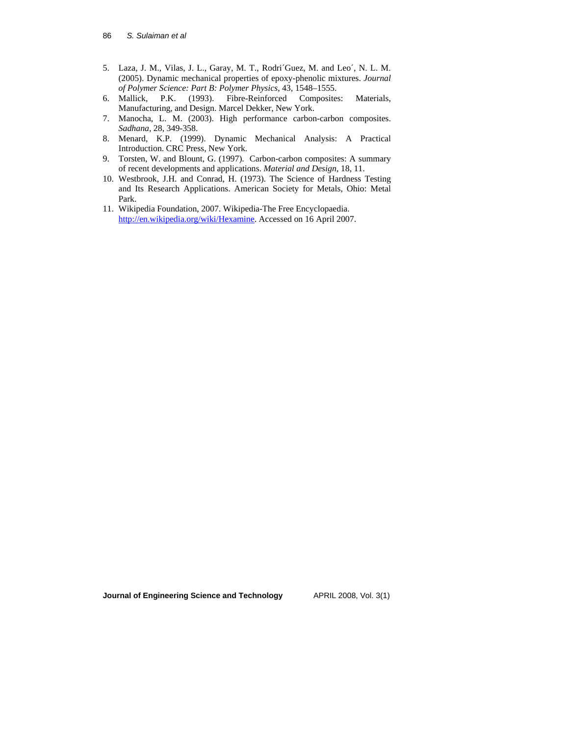5. Laza, J. M., Vilas, J. L., Garay, M. T., Rodri´Guez, M. and Leo´, N. L. M. (2005). Dynamic mechanical properties of epoxy-phenolic mixtures. *Journal of Polymer Science: Part B: Polymer Physics*, 43, 1548–1555.
6. Mallick, P.K. (1993). Fibre-Reinforced Composites: Materials, Manufacturing, and Design. Marcel Dekker, New York.
7. Manocha, L. M. (2003). High performance carbon-carbon composites. *Sadhana*, 28, 349-358.
8. Menard, K.P. (1999). Dynamic Mechanical Analysis: A Practical Introduction. CRC Press, New York.
9. Torsten, W. and Blount, G. (1997). Carbon-carbon composites: A summary of recent developments and applications. *Material and Design*, 18, 11.
10. Westbrook, J.H. and Conrad, H. (1973). The Science of Hardness Testing and Its Research Applications. American Society for Metals, Ohio: Metal Park.
11. Wikipedia Foundation, 2007. Wikipedia-The Free Encyclopaedia. http://en.wikipedia.org/wiki/Hexamine. Accessed on 16 April 2007.